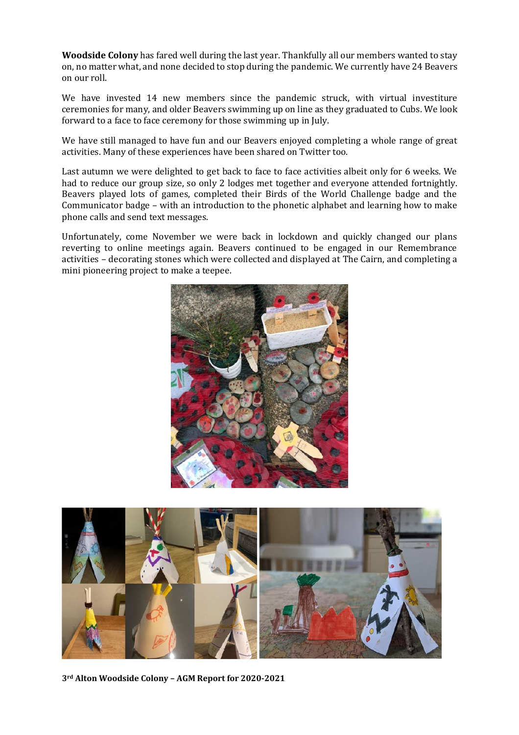**Woodside Colony** has fared well during the last year. Thankfully all our members wanted to stay on, no matter what, and none decided to stop during the pandemic. We currently have 24 Beavers on our roll.

We have invested 14 new members since the pandemic struck, with virtual investiture ceremonies for many, and older Beavers swimming up on line as they graduated to Cubs. We look forward to a face to face ceremony for those swimming up in July.

We have still managed to have fun and our Beavers enjoyed completing a whole range of great activities. Many of these experiences have been shared on Twitter too.

Last autumn we were delighted to get back to face to face activities albeit only for 6 weeks. We had to reduce our group size, so only 2 lodges met together and everyone attended fortnightly. Beavers played lots of games, completed their Birds of the World Challenge badge and the Communicator badge – with an introduction to the phonetic alphabet and learning how to make phone calls and send text messages.

Unfortunately, come November we were back in lockdown and quickly changed our plans reverting to online meetings again. Beavers continued to be engaged in our Remembrance activities – decorating stones which were collected and displayed at The Cairn, and completing a mini pioneering project to make a teepee.

**3rd Alton Woodside Colony – AGM Report for 2020-2021**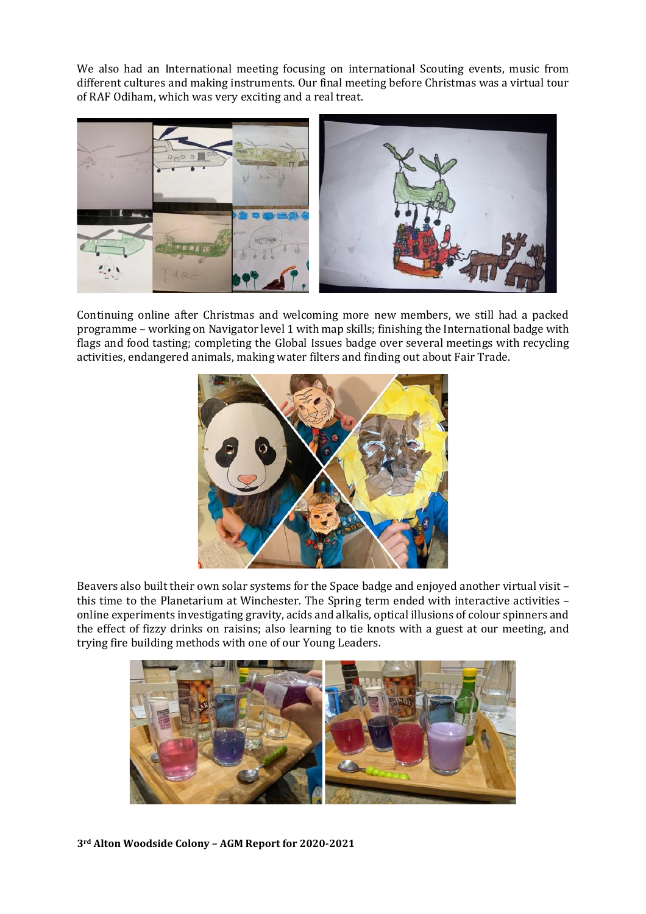We also had an International meeting focusing on international Scouting events, music from different cultures and making instruments. Our final meeting before Christmas was a virtual tour of RAF Odiham, which was very exciting and a real treat.

Continuing online after Christmas and welcoming more new members, we still had a packed programme – working on Navigator level 1 with map skills; finishing the International badge with flags and food tasting; completing the Global Issues badge over several meetings with recycling activities, endangered animals, making water filters and finding out about Fair Trade.

Beavers also built their own solar systems for the Space badge and enjoyed another virtual visit – this time to the Planetarium at Winchester. The Spring term ended with interactive activities – online experiments investigating gravity, acids and alkalis, optical illusions of colour spinners and the effect of fizzy drinks on raisins; also learning to tie knots with a guest at our meeting, and trying fire building methods with one of our Young Leaders.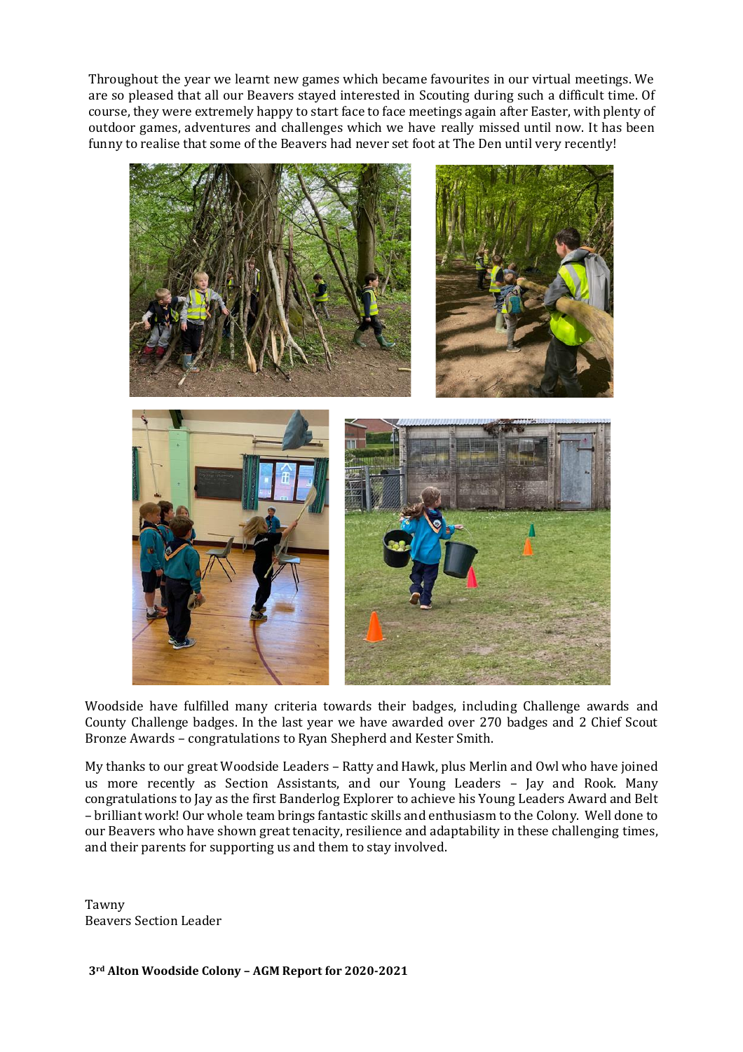Throughout the year we learnt new games which became favourites in our virtual meetings. We are so pleased that all our Beavers stayed interested in Scouting during such a difficult time. Of course, they were extremely happy to start face to face meetings again after Easter, with plenty of outdoor games, adventures and challenges which we have really missed until now. It has been funny to realise that some of the Beavers had never set foot at The Den until very recently!

Woodside have fulfilled many criteria towards their badges, including Challenge awards and County Challenge badges. In the last year we have awarded over 270 badges and 2 Chief Scout Bronze Awards – congratulations to Ryan Shepherd and Kester Smith.

My thanks to our great Woodside Leaders – Ratty and Hawk, plus Merlin and Owl who have joined us more recently as Section Assistants, and our Young Leaders – Jay and Rook. Many congratulations to Jay as the first Banderlog Explorer to achieve his Young Leaders Award and Belt – brilliant work! Our whole team brings fantastic skills and enthusiasm to the Colony. Well done to our Beavers who have shown great tenacity, resilience and adaptability in these challenging times, and their parents for supporting us and them to stay involved.

Tawny
Beavers Section Leader